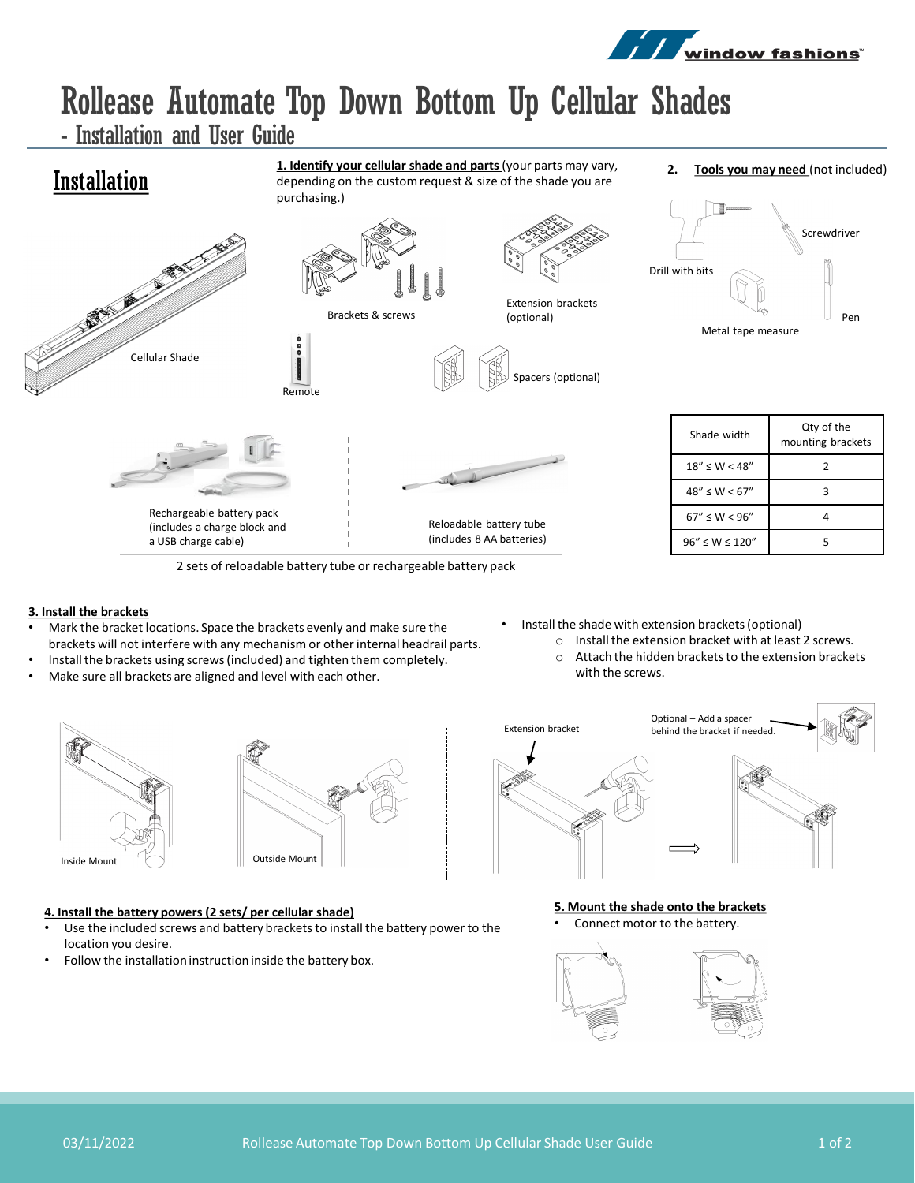# Rollease Automate Top Down Bottom Up Cellular Shades

## - Installation and User Guide

## Installation

**1. Identify your cellular shade and parts** (your parts may vary, depending on the custom request & size of the shade you are purchasing.)

Cellular Shade

Brackets & screws

Extension brackets (optional)

Remote

Spacers (optional)

Rechargeable battery pack (includes a charge block and a USB charge cable)

Reloadable battery tube (includes 8 AA batteries)

2 sets of reloadable battery tube or rechargeable battery pack

**2. Tools you may need** (not included)

Drill with bits

Screwdriver

Metal tape measure

Pen

| Shade width | Qty of the mounting brackets |
|---|---|
| 18” ≤ W < 48” | 2 |
| 48” ≤ W < 67” | 3 |
| 67” ≤ W < 96” | 4 |
| 96” ≤ W ≤ 120” | 5 |

**3. Install the brackets**

- Mark the bracket locations. Space the brackets evenly and make sure the brackets will not interfere with any mechanism or other internal headrail parts.
- Install the brackets using screws (included) and tighten them completely.
- Make sure all brackets are aligned and level with each other.
- Install the shade with extension brackets (optional)
  - Install the extension bracket with at least 2 screws.
  - Attach the hidden brackets to the extension brackets with the screws.

Inside Mount

Outside Mount

Extension bracket

Optional – Add a spacer behind the bracket if needed.

**4. Install the battery powers (2 sets/ per cellular shade)**

- Use the included screws and battery brackets to install the battery power to the location you desire.
- Follow the installation instruction inside the battery box.

**5. Mount the shade onto the brackets**

- Connect motor to the battery.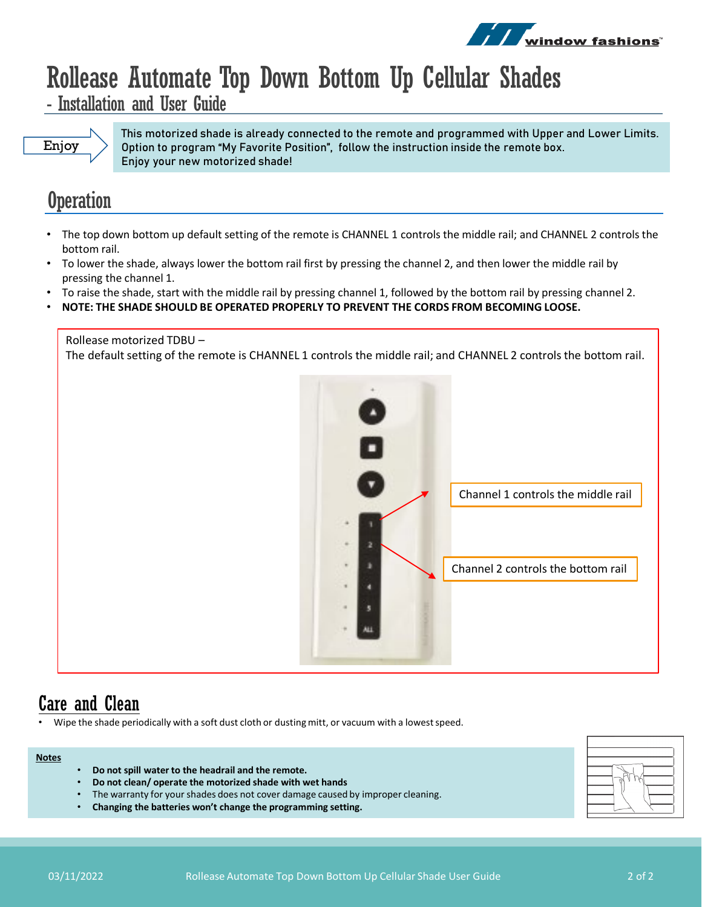# Rollease Automate Top Down Bottom Up Cellular Shades

## - Installation and User Guide

Enjoy

This motorized shade is already connected to the remote and programmed with Upper and Lower Limits. Option to program “My Favorite Position”, follow the instruction inside the remote box.
Enjoy your new motorized shade!

## Operation

- The top down bottom up default setting of the remote is CHANNEL 1 controls the middle rail; and CHANNEL 2 controls the bottom rail.
- To lower the shade, always lower the bottom rail first by pressing the channel 2, and then lower the middle rail by pressing the channel 1.
- To raise the shade, start with the middle rail by pressing channel 1, followed by the bottom rail by pressing channel 2.
- **NOTE: THE SHADE SHOULD BE OPERATED PROPERLY TO PREVENT THE CORDS FROM BECOMING LOOSE.**

Rollease motorized TDBU –
The default setting of the remote is CHANNEL 1 controls the middle rail; and CHANNEL 2 controls the bottom rail.

Channel 1 controls the middle rail

Channel 2 controls the bottom rail

## Care and Clean

- Wipe the shade periodically with a soft dust cloth or dusting mitt, or vacuum with a lowest speed.

**Notes**

- **Do not spill water to the headrail and the remote.**
- **Do not clean/ operate the motorized shade with wet hands**
- The warranty for your shades does not cover damage caused by improper cleaning.
- **Changing the batteries won’t change the programming setting.**